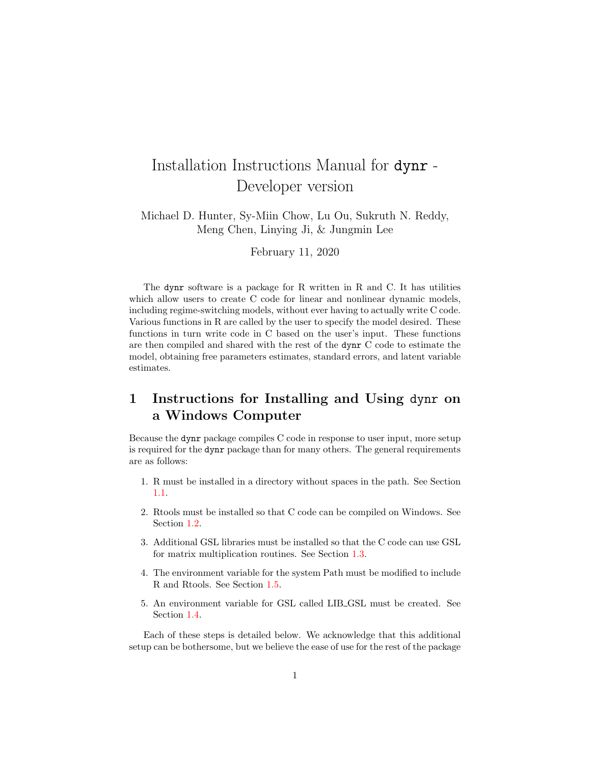# Installation Instructions Manual for `dynr` - Developer version

Michael D. Hunter, Sy-Miin Chow, Lu Ou, Sukruth N. Reddy, Meng Chen, Linying Ji, & Jungmin Lee

February 11, 2020

The `dynr` software is a package for R written in R and C. It has utilities which allow users to create C code for linear and nonlinear dynamic models, including regime-switching models, without ever having to actually write C code. Various functions in R are called by the user to specify the model desired. These functions in turn write code in C based on the user's input. These functions are then compiled and shared with the rest of the `dynr` C code to estimate the model, obtaining free parameters estimates, standard errors, and latent variable estimates.

## 1 Instructions for Installing and Using `dynr` on a Windows Computer

Because the `dynr` package compiles C code in response to user input, more setup is required for the `dynr` package than for many others. The general requirements are as follows:

1. R must be installed in a directory without spaces in the path. See Section 1.1.
2. Rtools must be installed so that C code can be compiled on Windows. See Section 1.2.
3. Additional GSL libraries must be installed so that the C code can use GSL for matrix multiplication routines. See Section 1.3.
4. The environment variable for the system Path must be modified to include R and Rtools. See Section 1.5.
5. An environment variable for GSL called LIB_GSL must be created. See Section 1.4.

Each of these steps is detailed below. We acknowledge that this additional setup can be bothersome, but we believe the ease of use for the rest of the package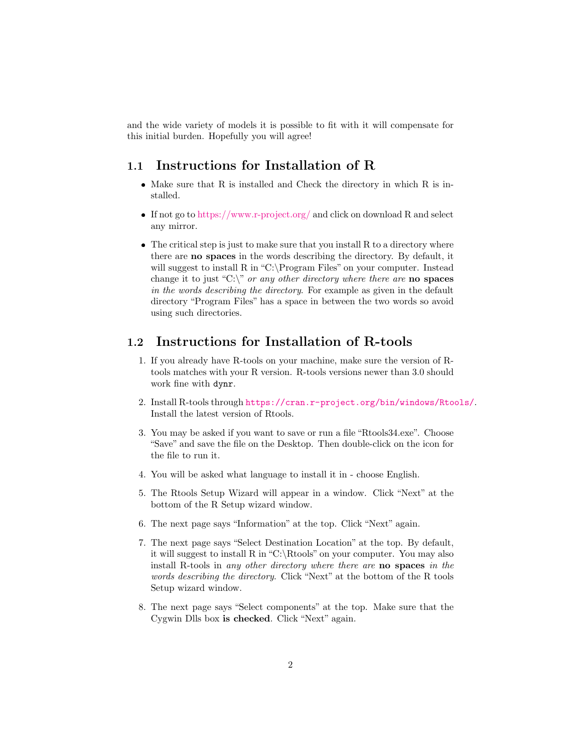and the wide variety of models it is possible to fit with it will compensate for this initial burden. Hopefully you will agree!

## 1.1 Instructions for Installation of R

- Make sure that R is installed and Check the directory in which R is installed.
- If not go to https://www.r-project.org/ and click on download R and select any mirror.
- The critical step is just to make sure that you install R to a directory where there are **no spaces** in the words describing the directory. By default, it will suggest to install R in "C:\Program Files" on your computer. Instead change it to just "C:\" *or any other directory where there are* **no spaces** *in the words describing the directory*. For example as given in the default directory "Program Files" has a space in between the two words so avoid using such directories.

## 1.2 Instructions for Installation of R-tools

1. If you already have R-tools on your machine, make sure the version of R-tools matches with your R version. R-tools versions newer than 3.0 should work fine with `dynr`.
2. Install R-tools through `https://cran.r-project.org/bin/windows/Rtools/`. Install the latest version of Rtools.
3. You may be asked if you want to save or run a file "Rtools34.exe". Choose "Save" and save the file on the Desktop. Then double-click on the icon for the file to run it.
4. You will be asked what language to install it in - choose English.
5. The Rtools Setup Wizard will appear in a window. Click "Next" at the bottom of the R Setup wizard window.
6. The next page says "Information" at the top. Click "Next" again.
7. The next page says "Select Destination Location" at the top. By default, it will suggest to install R in "C:\Rtools" on your computer. You may also install R-tools in *any other directory where there are* **no spaces** *in the words describing the directory*. Click "Next" at the bottom of the R tools Setup wizard window.
8. The next page says "Select components" at the top. Make sure that the Cygwin Dlls box **is checked**. Click "Next" again.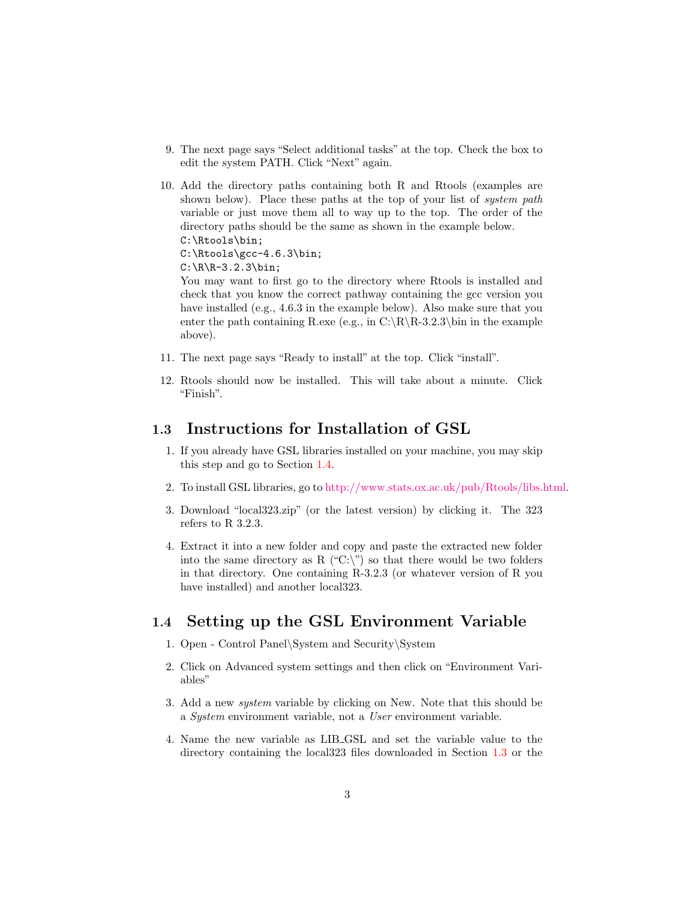9. The next page says “Select additional tasks” at the top. Check the box to edit the system PATH. Click “Next” again.

10. Add the directory paths containing both R and Rtools (examples are shown below). Place these paths at the top of your list of *system path* variable or just move them all to way up to the top. The order of the directory paths should be the same as shown in the example below.
    ```
    C:\Rtools\bin;
    C:\Rtools\gcc-4.6.3\bin;
    C:\R\R-3.2.3\bin;
    ```
    You may want to first go to the directory where Rtools is installed and check that you know the correct pathway containing the gcc version you have installed (e.g., 4.6.3 in the example below). Also make sure that you enter the path containing R.exe (e.g., in C:\R\R-3.2.3\bin in the example above).

11. The next page says “Ready to install” at the top. Click “install”.

12. Rtools should now be installed. This will take about a minute. Click “Finish”.

## 1.3 Instructions for Installation of GSL

1. If you already have GSL libraries installed on your machine, you may skip this step and go to Section 1.4.

2. To install GSL libraries, go to http://www.stats.ox.ac.uk/pub/Rtools/libs.html.

3. Download “local323.zip” (or the latest version) by clicking it. The 323 refers to R 3.2.3.

4. Extract it into a new folder and copy and paste the extracted new folder into the same directory as R (“C:\”) so that there would be two folders in that directory. One containing R-3.2.3 (or whatever version of R you have installed) and another local323.

## 1.4 Setting up the GSL Environment Variable

1. Open - Control Panel\System and Security\System

2. Click on Advanced system settings and then click on “Environment Variables”

3. Add a new *system* variable by clicking on New. Note that this should be a *System* environment variable, not a *User* environment variable.

4. Name the new variable as LIB_GSL and set the variable value to the directory containing the local323 files downloaded in Section 1.3 or the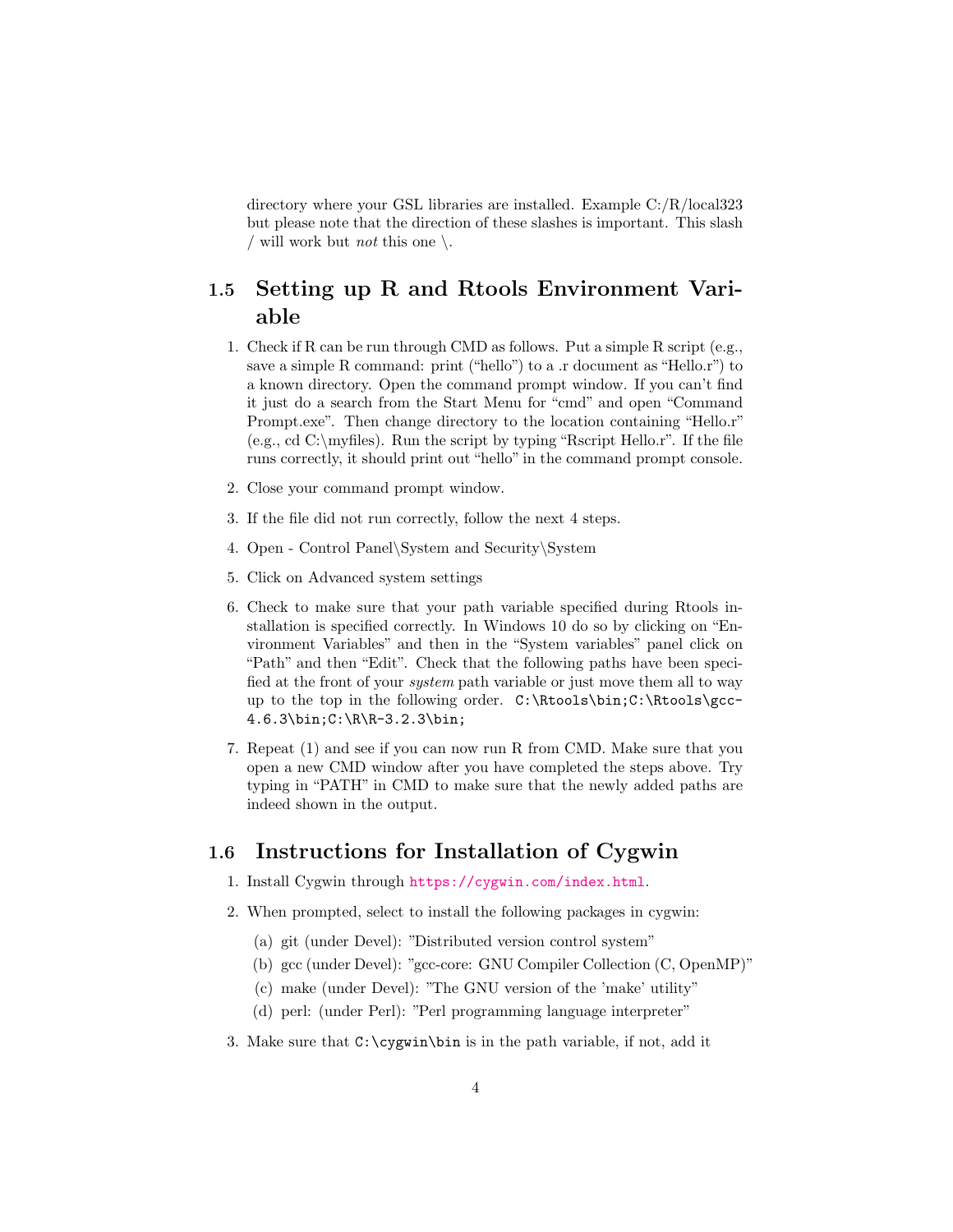directory where your GSL libraries are installed. Example C:/R/local323 but please note that the direction of these slashes is important. This slash / will work but *not* this one \.

## 1.5 Setting up R and Rtools Environment Variable

1. Check if R can be run through CMD as follows. Put a simple R script (e.g., save a simple R command: print ("hello") to a .r document as "Hello.r") to a known directory. Open the command prompt window. If you can't find it just do a search from the Start Menu for "cmd" and open "Command Prompt.exe". Then change directory to the location containing "Hello.r" (e.g., cd C:\myfiles). Run the script by typing "Rscript Hello.r". If the file runs correctly, it should print out "hello" in the command prompt console.

2. Close your command prompt window.

3. If the file did not run correctly, follow the next 4 steps.

4. Open - Control Panel\System and Security\System

5. Click on Advanced system settings

6. Check to make sure that your path variable specified during Rtools installation is specified correctly. In Windows 10 do so by clicking on "Environment Variables" and then in the "System variables" panel click on "Path" and then "Edit". Check that the following paths have been specified at the front of your *system* path variable or just move them all to way up to the top in the following order. `C:\Rtools\bin;C:\Rtools\gcc-4.6.3\bin;C:\R\R-3.2.3\bin;`

7. Repeat (1) and see if you can now run R from CMD. Make sure that you open a new CMD window after you have completed the steps above. Try typing in "PATH" in CMD to make sure that the newly added paths are indeed shown in the output.

## 1.6 Instructions for Installation of Cygwin

1. Install Cygwin through https://cygwin.com/index.html.

2. When prompted, select to install the following packages in cygwin:

   (a) git (under Devel): "Distributed version control system"

   (b) gcc (under Devel): "gcc-core: GNU Compiler Collection (C, OpenMP)"

   (c) make (under Devel): "The GNU version of the 'make' utility"

   (d) perl: (under Perl): "Perl programming language interpreter"

3. Make sure that `C:\cygwin\bin` is in the path variable, if not, add it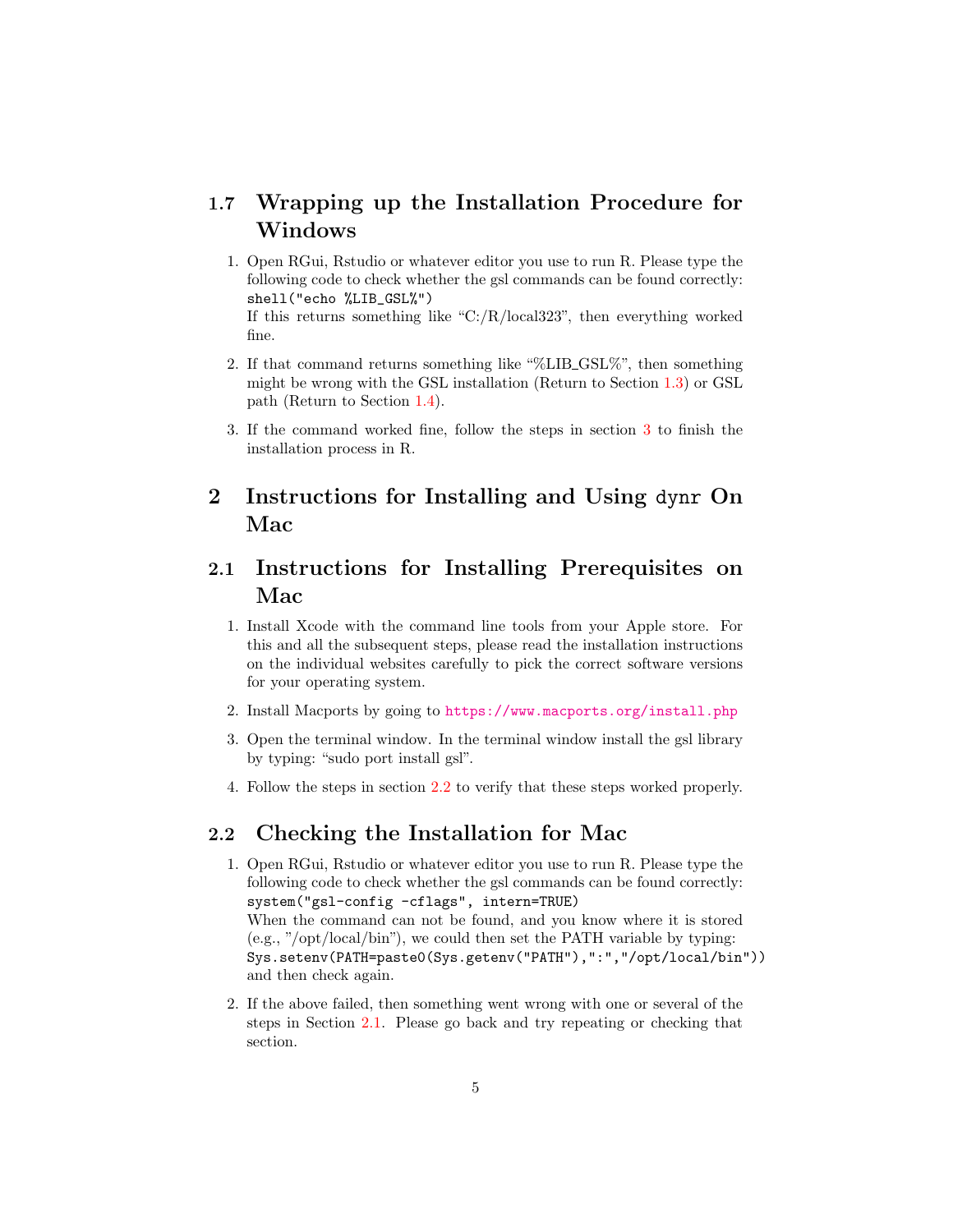### 1.7 Wrapping up the Installation Procedure for Windows

1. Open RGui, Rstudio or whatever editor you use to run R. Please type the following code to check whether the gsl commands can be found correctly: `shell("echo %LIB_GSL%")`
   If this returns something like "C:/R/local323", then everything worked fine.

2. If that command returns something like "%LIB_GSL%", then something might be wrong with the GSL installation (Return to Section 1.3) or GSL path (Return to Section 1.4).

3. If the command worked fine, follow the steps in section 3 to finish the installation process in R.

## 2 Instructions for Installing and Using `dynr` On Mac

### 2.1 Instructions for Installing Prerequisites on Mac

1. Install Xcode with the command line tools from your Apple store. For this and all the subsequent steps, please read the installation instructions on the individual websites carefully to pick the correct software versions for your operating system.

2. Install Macports by going to `https://www.macports.org/install.php`

3. Open the terminal window. In the terminal window install the gsl library by typing: "sudo port install gsl".

4. Follow the steps in section 2.2 to verify that these steps worked properly.

### 2.2 Checking the Installation for Mac

1. Open RGui, Rstudio or whatever editor you use to run R. Please type the following code to check whether the gsl commands can be found correctly: `system("gsl-config -cflags", intern=TRUE)`
   When the command can not be found, and you know where it is stored (e.g., "/opt/local/bin"), we could then set the PATH variable by typing: `Sys.setenv(PATH=paste0(Sys.getenv("PATH"),":","/opt/local/bin"))` and then check again.

2. If the above failed, then something went wrong with one or several of the steps in Section 2.1. Please go back and try repeating or checking that section.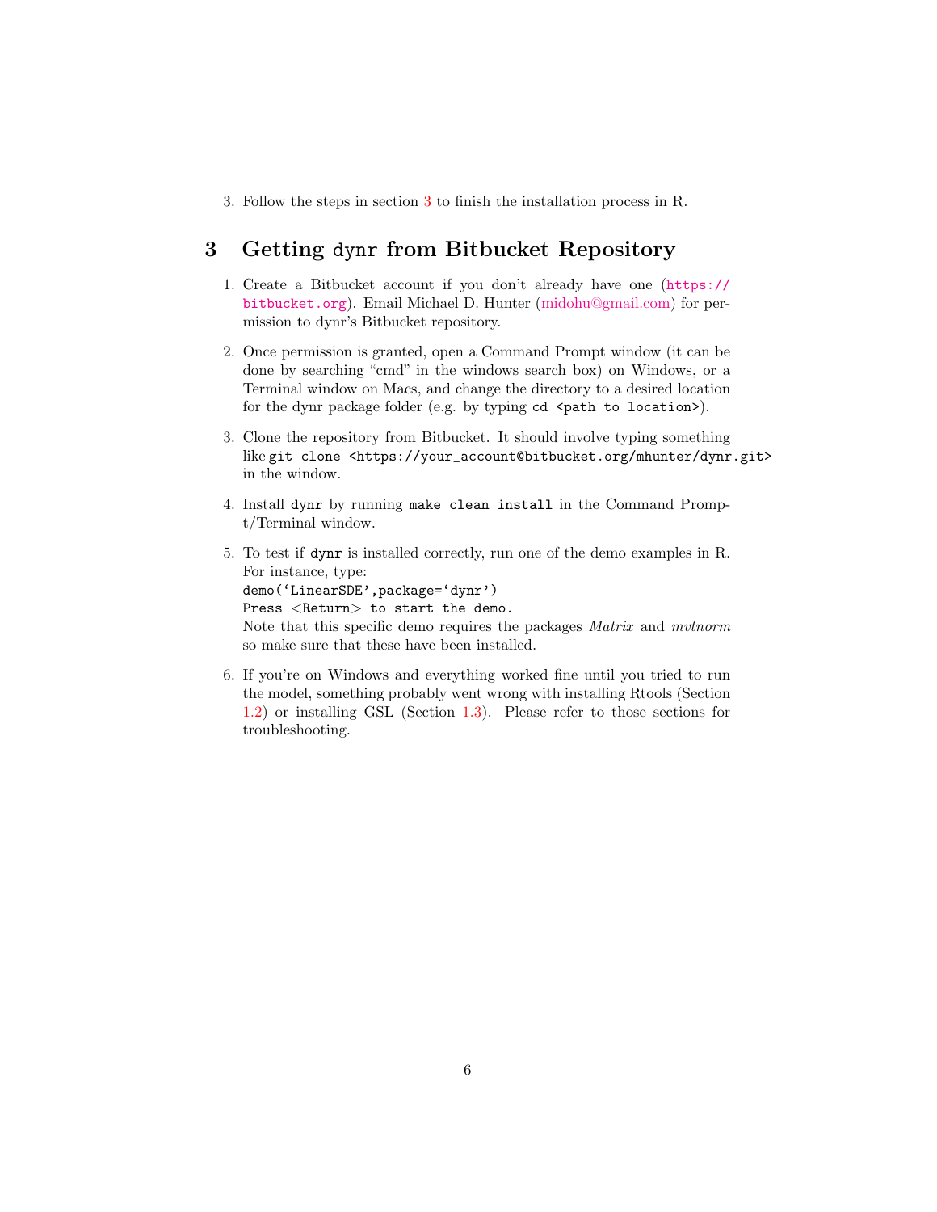3. Follow the steps in section 3 to finish the installation process in R.

## 3 Getting `dynr` from Bitbucket Repository

1. Create a Bitbucket account if you don't already have one (https://bitbucket.org). Email Michael D. Hunter (midohu@gmail.com) for permission to dynr's Bitbucket repository.

2. Once permission is granted, open a Command Prompt window (it can be done by searching "cmd" in the windows search box) on Windows, or a Terminal window on Macs, and change the directory to a desired location for the dynr package folder (e.g. by typing `cd <path to location>`).

3. Clone the repository from Bitbucket. It should involve typing something like `git clone <https://your_account@bitbucket.org/mhunter/dynr.git>` in the window.

4. Install `dynr` by running `make clean install` in the Command Prompt/Terminal window.

5. To test if `dynr` is installed correctly, run one of the demo examples in R. For instance, type:
   ```
   demo('LinearSDE',package='dynr')
   Press <Return> to start the demo.
   ```
   Note that this specific demo requires the packages *Matrix* and *mvtnorm* so make sure that these have been installed.

6. If you're on Windows and everything worked fine until you tried to run the model, something probably went wrong with installing Rtools (Section 1.2) or installing GSL (Section 1.3). Please refer to those sections for troubleshooting.